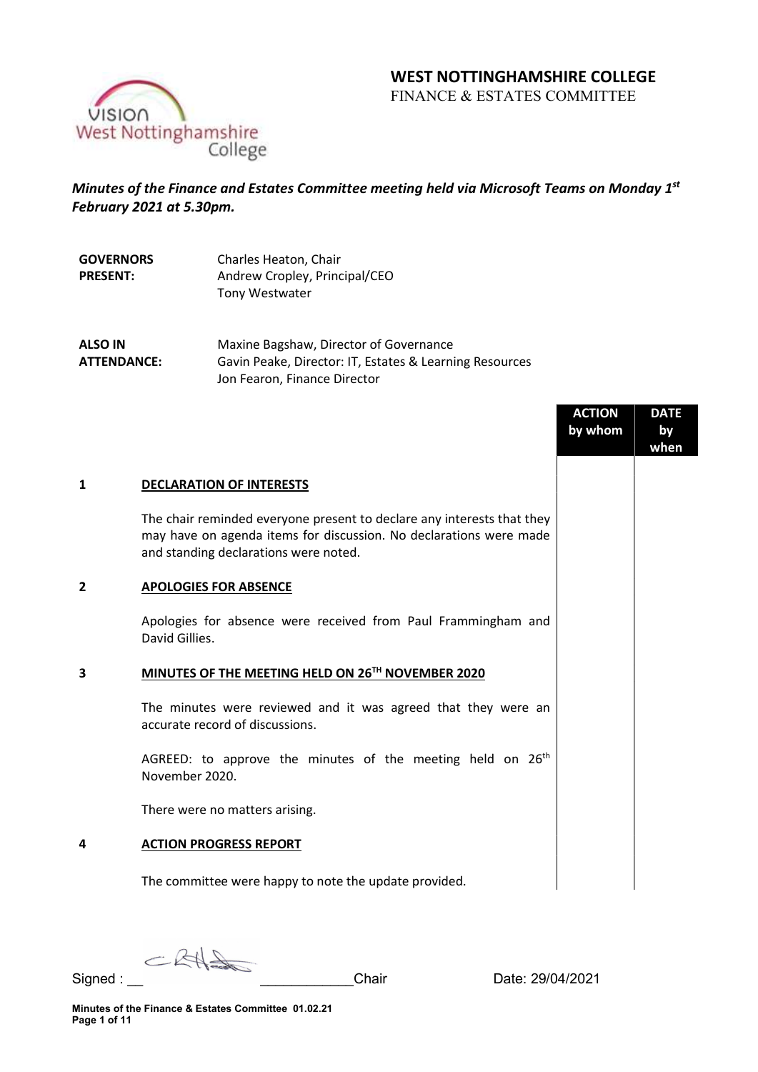# WEST NOTTINGHAMSHIRE COLLEGE
FINANCE & ESTATES COMMITTEE

***Minutes of the Finance and Estates Committee meeting held via Microsoft Teams on Monday 1st February 2021 at 5.30pm.***

| | |
|---|---|
| **GOVERNORS PRESENT:** | Charles Heaton, Chair<br>Andrew Cropley, Principal/CEO<br>Tony Westwater |
| **ALSO IN ATTENDANCE:** | Maxine Bagshaw, Director of Governance<br>Gavin Peake, Director: IT, Estates & Learning Resources<br>Jon Fearon, Finance Director |

| | | ACTION by whom | DATE by when |
|---|---|---|---|
| **1** | **DECLARATION OF INTERESTS**<br><br>The chair reminded everyone present to declare any interests that they may have on agenda items for discussion. No declarations were made and standing declarations were noted. | | |
| **2** | **APOLOGIES FOR ABSENCE**<br><br>Apologies for absence were received from Paul Frammingham and David Gillies. | | |
| **3** | **MINUTES OF THE MEETING HELD ON 26TH NOVEMBER 2020**<br><br>The minutes were reviewed and it was agreed that they were an accurate record of discussions.<br><br>AGREED: to approve the minutes of the meeting held on 26th November 2020.<br><br>There were no matters arising. | | |
| **4** | **ACTION PROGRESS REPORT**<br><br>The committee were happy to note the update provided. | | |

Signed : ________________________Chair Date: 29/04/2021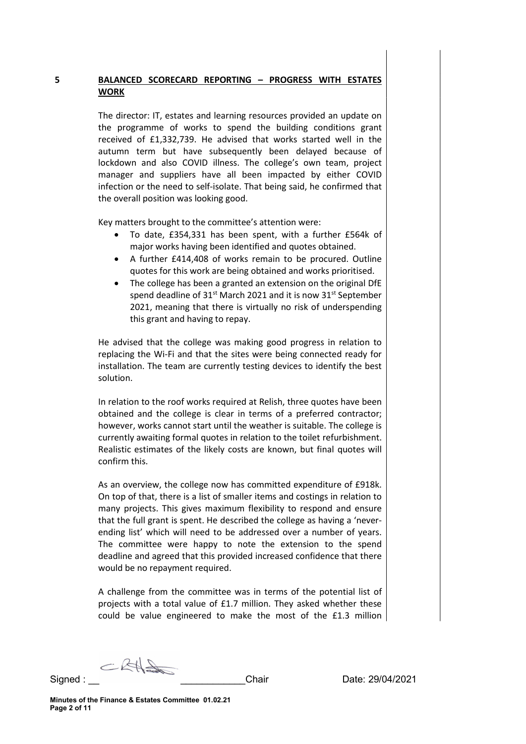## 5 BALANCED SCORECARD REPORTING – PROGRESS WITH ESTATES WORK

The director: IT, estates and learning resources provided an update on the programme of works to spend the building conditions grant received of £1,332,739. He advised that works started well in the autumn term but have subsequently been delayed because of lockdown and also COVID illness. The college's own team, project manager and suppliers have all been impacted by either COVID infection or the need to self-isolate. That being said, he confirmed that the overall position was looking good.

Key matters brought to the committee's attention were:

- To date, £354,331 has been spent, with a further £564k of major works having been identified and quotes obtained.
- A further £414,408 of works remain to be procured. Outline quotes for this work are being obtained and works prioritised.
- The college has been a granted an extension on the original DfE spend deadline of 31st March 2021 and it is now 31st September 2021, meaning that there is virtually no risk of underspending this grant and having to repay.

He advised that the college was making good progress in relation to replacing the Wi-Fi and that the sites were being connected ready for installation. The team are currently testing devices to identify the best solution.

In relation to the roof works required at Relish, three quotes have been obtained and the college is clear in terms of a preferred contractor; however, works cannot start until the weather is suitable. The college is currently awaiting formal quotes in relation to the toilet refurbishment. Realistic estimates of the likely costs are known, but final quotes will confirm this.

As an overview, the college now has committed expenditure of £918k. On top of that, there is a list of smaller items and costings in relation to many projects. This gives maximum flexibility to respond and ensure that the full grant is spent. He described the college as having a 'never-ending list' which will need to be addressed over a number of years. The committee were happy to note the extension to the spend deadline and agreed that this provided increased confidence that there would be no repayment required.

A challenge from the committee was in terms of the potential list of projects with a total value of £1.7 million. They asked whether these could be value engineered to make the most of the £1.3 million

Signed : \_\_\_\_\_\_\_\_\_\_\_\_\_\_\_\_ Chair Date: 29/04/2021

Minutes of the Finance & Estates Committee 01.02.21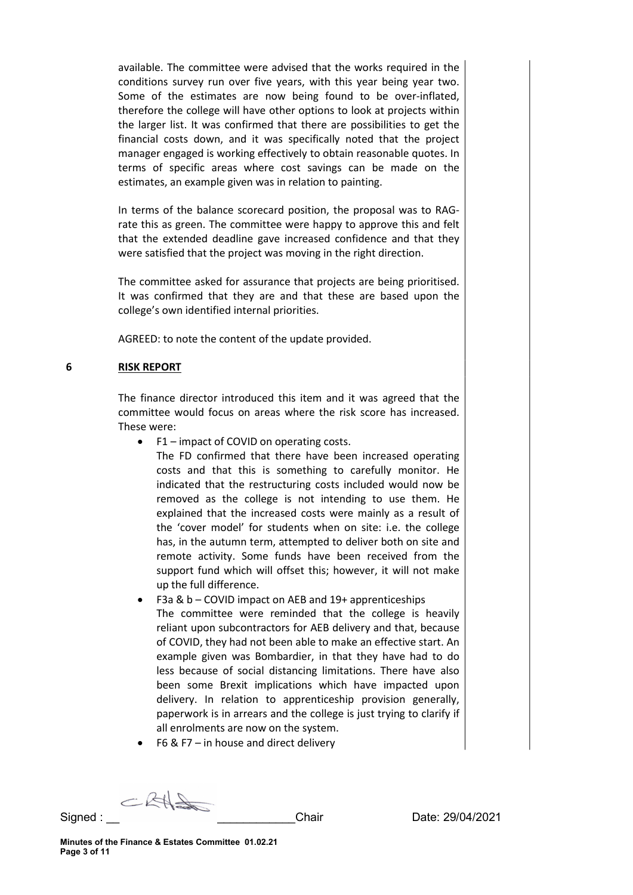available. The committee were advised that the works required in the conditions survey run over five years, with this year being year two. Some of the estimates are now being found to be over-inflated, therefore the college will have other options to look at projects within the larger list. It was confirmed that there are possibilities to get the financial costs down, and it was specifically noted that the project manager engaged is working effectively to obtain reasonable quotes. In terms of specific areas where cost savings can be made on the estimates, an example given was in relation to painting.

In terms of the balance scorecard position, the proposal was to RAG-rate this as green. The committee were happy to approve this and felt that the extended deadline gave increased confidence and that they were satisfied that the project was moving in the right direction.

The committee asked for assurance that projects are being prioritised. It was confirmed that they are and that these are based upon the college's own identified internal priorities.

AGREED: to note the content of the update provided.

## 6 RISK REPORT

The finance director introduced this item and it was agreed that the committee would focus on areas where the risk score has increased. These were:

- F1 – impact of COVID on operating costs.
  The FD confirmed that there have been increased operating costs and that this is something to carefully monitor. He indicated that the restructuring costs included would now be removed as the college is not intending to use them. He explained that the increased costs were mainly as a result of the 'cover model' for students when on site: i.e. the college has, in the autumn term, attempted to deliver both on site and remote activity. Some funds have been received from the support fund which will offset this; however, it will not make up the full difference.
- F3a & b – COVID impact on AEB and 19+ apprenticeships
  The committee were reminded that the college is heavily reliant upon subcontractors for AEB delivery and that, because of COVID, they had not been able to make an effective start. An example given was Bombardier, in that they have had to do less because of social distancing limitations. There have also been some Brexit implications which have impacted upon delivery. In relation to apprenticeship provision generally, paperwork is in arrears and the college is just trying to clarify if all enrolments are now on the system.
- F6 & F7 – in house and direct delivery

Signed : ____________ Chair Date: 29/04/2021

**Minutes of the Finance & Estates Committee 01.02.21**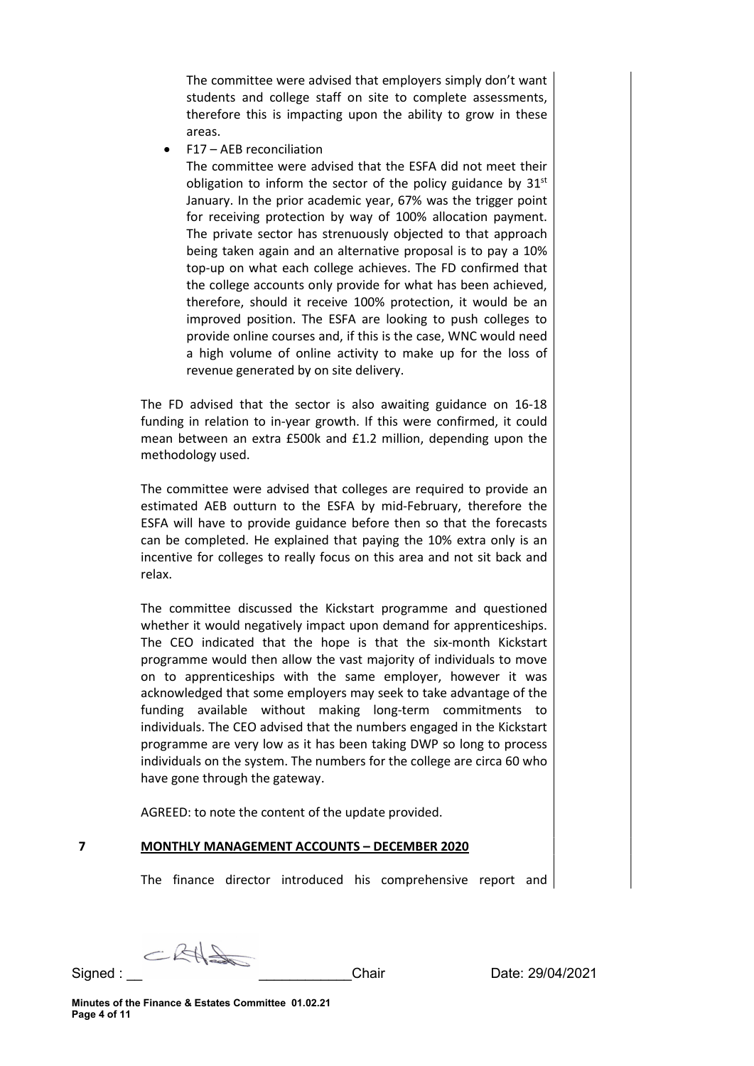The committee were advised that employers simply don't want students and college staff on site to complete assessments, therefore this is impacting upon the ability to grow in these areas.

- F17 – AEB reconciliation

  The committee were advised that the ESFA did not meet their obligation to inform the sector of the policy guidance by 31st January. In the prior academic year, 67% was the trigger point for receiving protection by way of 100% allocation payment. The private sector has strenuously objected to that approach being taken again and an alternative proposal is to pay a 10% top-up on what each college achieves. The FD confirmed that the college accounts only provide for what has been achieved, therefore, should it receive 100% protection, it would be an improved position. The ESFA are looking to push colleges to provide online courses and, if this is the case, WNC would need a high volume of online activity to make up for the loss of revenue generated by on site delivery.

The FD advised that the sector is also awaiting guidance on 16-18 funding in relation to in-year growth. If this were confirmed, it could mean between an extra £500k and £1.2 million, depending upon the methodology used.

The committee were advised that colleges are required to provide an estimated AEB outturn to the ESFA by mid-February, therefore the ESFA will have to provide guidance before then so that the forecasts can be completed. He explained that paying the 10% extra only is an incentive for colleges to really focus on this area and not sit back and relax.

The committee discussed the Kickstart programme and questioned whether it would negatively impact upon demand for apprenticeships. The CEO indicated that the hope is that the six-month Kickstart programme would then allow the vast majority of individuals to move on to apprenticeships with the same employer, however it was acknowledged that some employers may seek to take advantage of the funding available without making long-term commitments to individuals. The CEO advised that the numbers engaged in the Kickstart programme are very low as it has been taking DWP so long to process individuals on the system. The numbers for the college are circa 60 who have gone through the gateway.

AGREED: to note the content of the update provided.

## 7 MONTHLY MANAGEMENT ACCOUNTS – DECEMBER 2020

The finance director introduced his comprehensive report and

Signed : \_\_ \_\_\_\_\_\_\_\_\_\_\_\_Chair Date: 29/04/2021

Minutes of the Finance & Estates Committee 01.02.21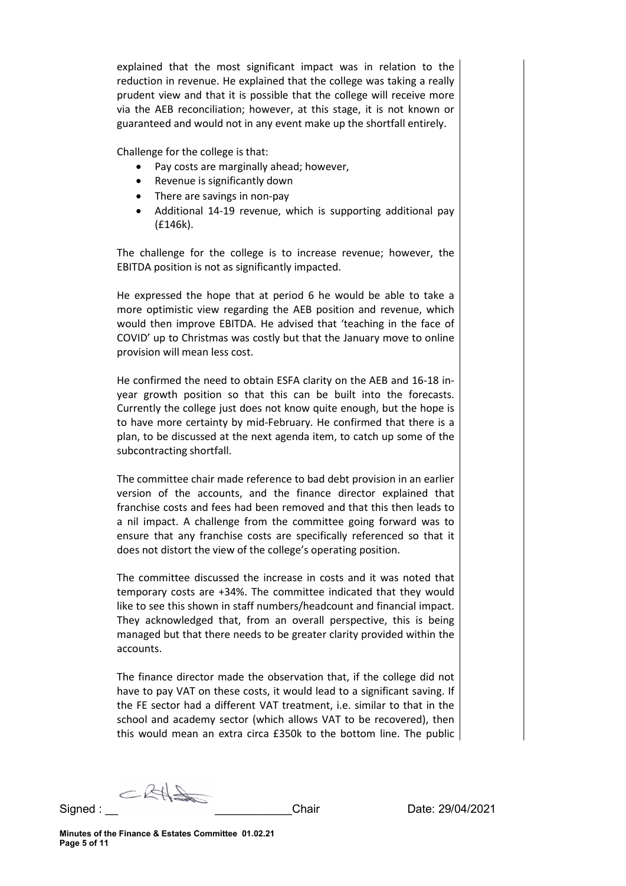explained that the most significant impact was in relation to the reduction in revenue. He explained that the college was taking a really prudent view and that it is possible that the college will receive more via the AEB reconciliation; however, at this stage, it is not known or guaranteed and would not in any event make up the shortfall entirely.

Challenge for the college is that:

- Pay costs are marginally ahead; however,
- Revenue is significantly down
- There are savings in non-pay
- Additional 14-19 revenue, which is supporting additional pay (£146k).

The challenge for the college is to increase revenue; however, the EBITDA position is not as significantly impacted.

He expressed the hope that at period 6 he would be able to take a more optimistic view regarding the AEB position and revenue, which would then improve EBITDA. He advised that 'teaching in the face of COVID' up to Christmas was costly but that the January move to online provision will mean less cost.

He confirmed the need to obtain ESFA clarity on the AEB and 16-18 in-year growth position so that this can be built into the forecasts. Currently the college just does not know quite enough, but the hope is to have more certainty by mid-February. He confirmed that there is a plan, to be discussed at the next agenda item, to catch up some of the subcontracting shortfall.

The committee chair made reference to bad debt provision in an earlier version of the accounts, and the finance director explained that franchise costs and fees had been removed and that this then leads to a nil impact. A challenge from the committee going forward was to ensure that any franchise costs are specifically referenced so that it does not distort the view of the college's operating position.

The committee discussed the increase in costs and it was noted that temporary costs are +34%. The committee indicated that they would like to see this shown in staff numbers/headcount and financial impact. They acknowledged that, from an overall perspective, this is being managed but that there needs to be greater clarity provided within the accounts.

The finance director made the observation that, if the college did not have to pay VAT on these costs, it would lead to a significant saving. If the FE sector had a different VAT treatment, i.e. similar to that in the school and academy sector (which allows VAT to be recovered), then this would mean an extra circa £350k to the bottom line. The public

Signed : \_\_\_\_\_\_\_\_\_\_\_\_\_\_\_\_\_\_\_\_\_\_\_\_\_\_\_\_Chair Date: 29/04/2021

Minutes of the Finance & Estates Committee 01.02.21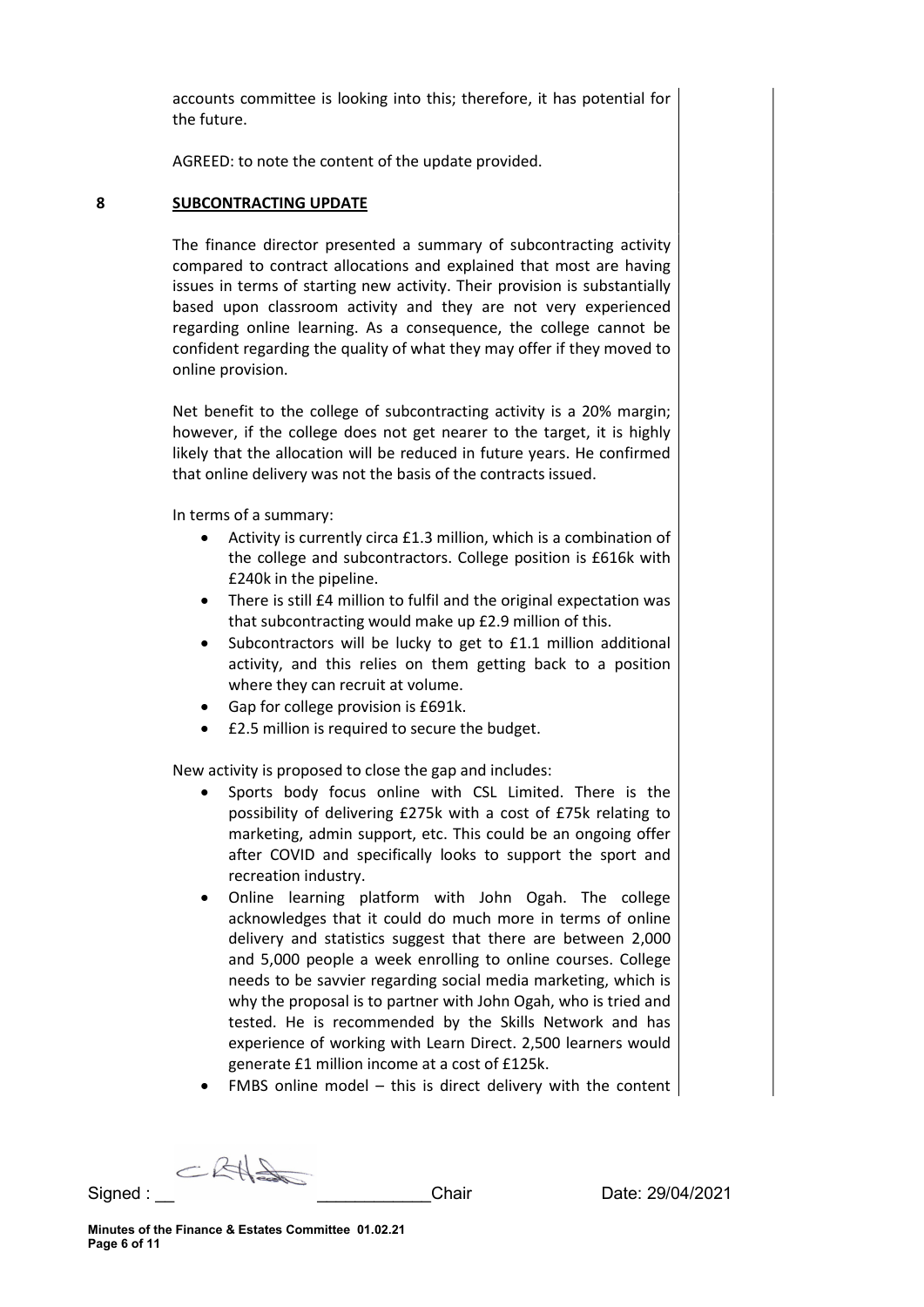accounts committee is looking into this; therefore, it has potential for the future.

AGREED: to note the content of the update provided.

## 8 SUBCONTRACTING UPDATE

The finance director presented a summary of subcontracting activity compared to contract allocations and explained that most are having issues in terms of starting new activity. Their provision is substantially based upon classroom activity and they are not very experienced regarding online learning. As a consequence, the college cannot be confident regarding the quality of what they may offer if they moved to online provision.

Net benefit to the college of subcontracting activity is a 20% margin; however, if the college does not get nearer to the target, it is highly likely that the allocation will be reduced in future years. He confirmed that online delivery was not the basis of the contracts issued.

In terms of a summary:

- Activity is currently circa £1.3 million, which is a combination of the college and subcontractors. College position is £616k with £240k in the pipeline.
- There is still £4 million to fulfil and the original expectation was that subcontracting would make up £2.9 million of this.
- Subcontractors will be lucky to get to £1.1 million additional activity, and this relies on them getting back to a position where they can recruit at volume.
- Gap for college provision is £691k.
- £2.5 million is required to secure the budget.

New activity is proposed to close the gap and includes:

- Sports body focus online with CSL Limited. There is the possibility of delivering £275k with a cost of £75k relating to marketing, admin support, etc. This could be an ongoing offer after COVID and specifically looks to support the sport and recreation industry.
- Online learning platform with John Ogah. The college acknowledges that it could do much more in terms of online delivery and statistics suggest that there are between 2,000 and 5,000 people a week enrolling to online courses. College needs to be savvier regarding social media marketing, which is why the proposal is to partner with John Ogah, who is tried and tested. He is recommended by the Skills Network and has experience of working with Learn Direct. 2,500 learners would generate £1 million income at a cost of £125k.
- FMBS online model – this is direct delivery with the content

Signed : \_\_\_\_\_\_\_\_\_\_\_\_\_\_\_\_\_\_\_\_\_\_\_\_\_Chair Date: 29/04/2021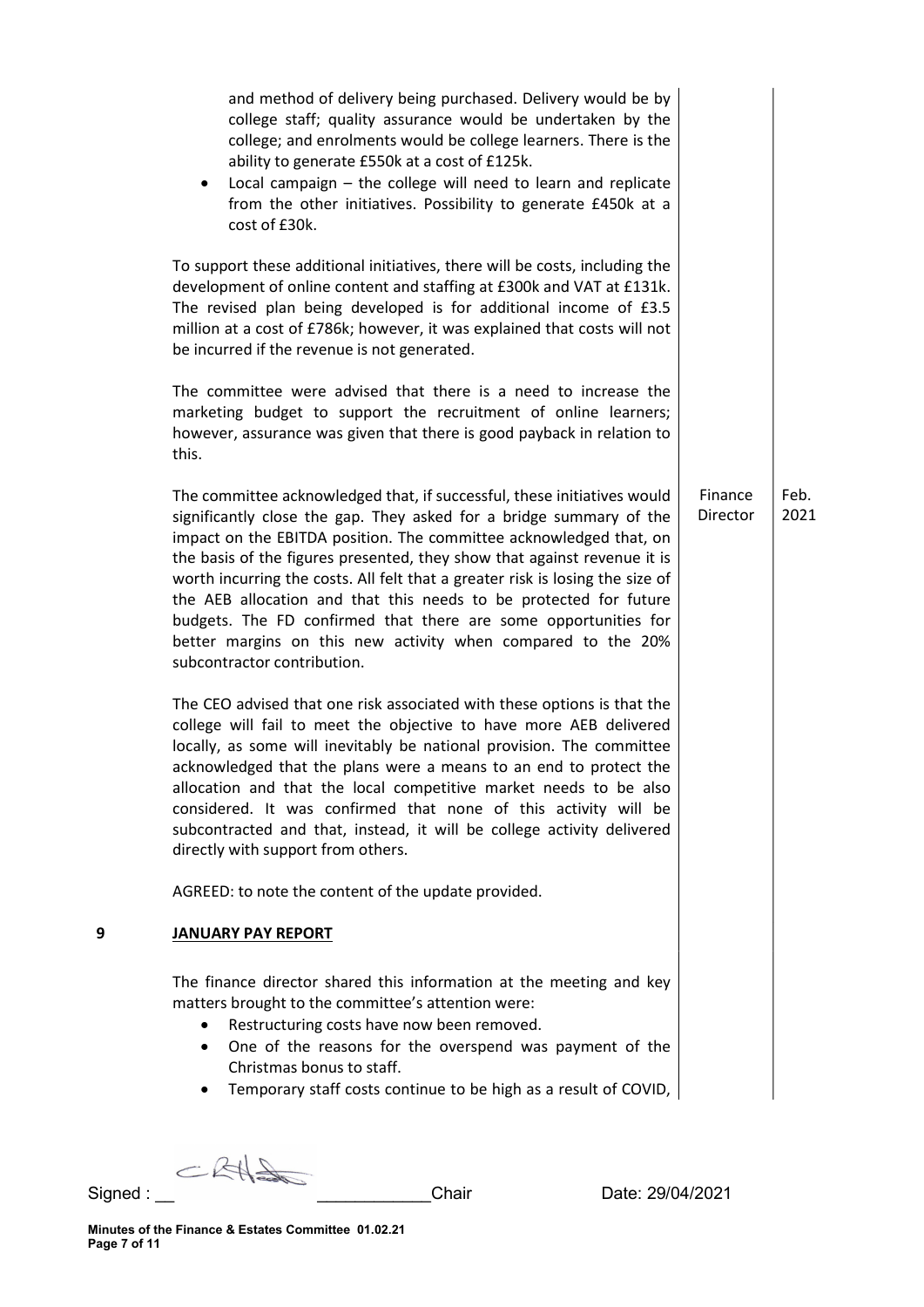and method of delivery being purchased. Delivery would be by college staff; quality assurance would be undertaken by the college; and enrolments would be college learners. There is the ability to generate £550k at a cost of £125k.

- Local campaign – the college will need to learn and replicate from the other initiatives. Possibility to generate £450k at a cost of £30k.

To support these additional initiatives, there will be costs, including the development of online content and staffing at £300k and VAT at £131k. The revised plan being developed is for additional income of £3.5 million at a cost of £786k; however, it was explained that costs will not be incurred if the revenue is not generated.

The committee were advised that there is a need to increase the marketing budget to support the recruitment of online learners; however, assurance was given that there is good payback in relation to this.

| | | |
|---|---|---|
| The committee acknowledged that, if successful, these initiatives would significantly close the gap. They asked for a bridge summary of the impact on the EBITDA position. The committee acknowledged that, on the basis of the figures presented, they show that against revenue it is worth incurring the costs. All felt that a greater risk is losing the size of the AEB allocation and that this needs to be protected for future budgets. The FD confirmed that there are some opportunities for better margins on this new activity when compared to the 20% subcontractor contribution. | Finance Director | Feb. 2021 |

The CEO advised that one risk associated with these options is that the college will fail to meet the objective to have more AEB delivered locally, as some will inevitably be national provision. The committee acknowledged that the plans were a means to an end to protect the allocation and that the local competitive market needs to be also considered. It was confirmed that none of this activity will be subcontracted and that, instead, it will be college activity delivered directly with support from others.

AGREED: to note the content of the update provided.

## 9 JANUARY PAY REPORT

The finance director shared this information at the meeting and key matters brought to the committee's attention were:

- Restructuring costs have now been removed.
- One of the reasons for the overspend was payment of the Christmas bonus to staff.
- Temporary staff costs continue to be high as a result of COVID,

Signed : \_\_\_\_\_\_\_\_\_\_\_\_\_\_\_\_ Chair Date: 29/04/2021

Minutes of the Finance & Estates Committee 01.02.21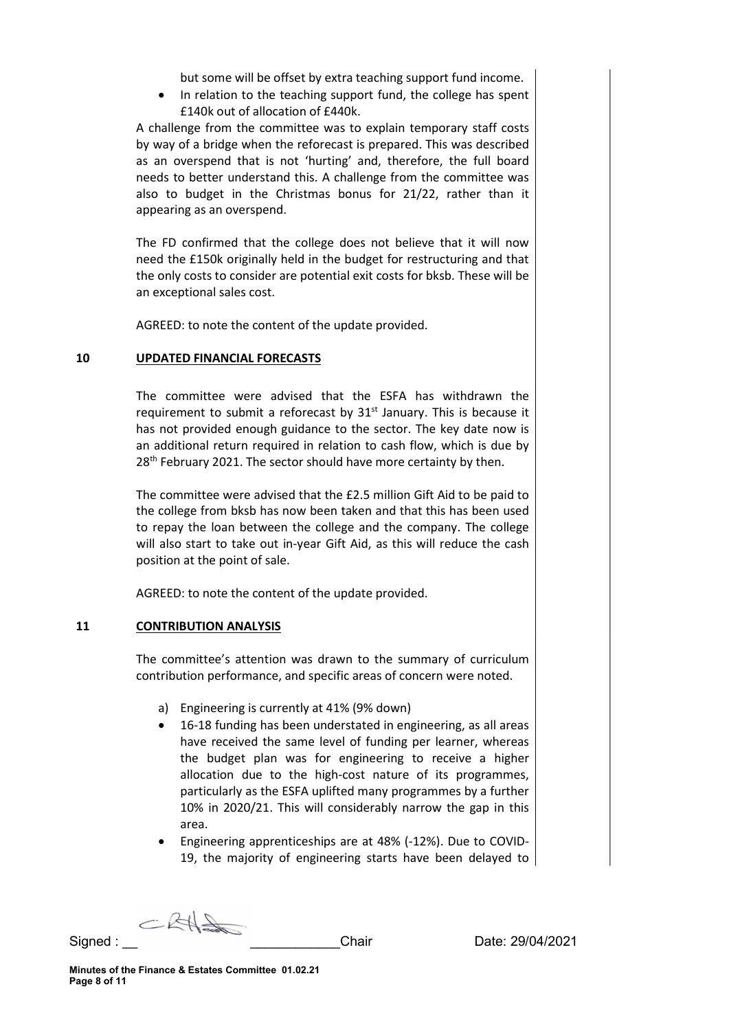but some will be offset by extra teaching support fund income.

- In relation to the teaching support fund, the college has spent £140k out of allocation of £440k.

A challenge from the committee was to explain temporary staff costs by way of a bridge when the reforecast is prepared. This was described as an overspend that is not 'hurting' and, therefore, the full board needs to better understand this. A challenge from the committee was also to budget in the Christmas bonus for 21/22, rather than it appearing as an overspend.

The FD confirmed that the college does not believe that it will now need the £150k originally held in the budget for restructuring and that the only costs to consider are potential exit costs for bksb. These will be an exceptional sales cost.

AGREED: to note the content of the update provided.

## 10 UPDATED FINANCIAL FORECASTS

The committee were advised that the ESFA has withdrawn the requirement to submit a reforecast by 31st January. This is because it has not provided enough guidance to the sector. The key date now is an additional return required in relation to cash flow, which is due by 28th February 2021. The sector should have more certainty by then.

The committee were advised that the £2.5 million Gift Aid to be paid to the college from bksb has now been taken and that this has been used to repay the loan between the college and the company. The college will also start to take out in-year Gift Aid, as this will reduce the cash position at the point of sale.

AGREED: to note the content of the update provided.

## 11 CONTRIBUTION ANALYSIS

The committee's attention was drawn to the summary of curriculum contribution performance, and specific areas of concern were noted.

a) Engineering is currently at 41% (9% down)

- 16-18 funding has been understated in engineering, as all areas have received the same level of funding per learner, whereas the budget plan was for engineering to receive a higher allocation due to the high-cost nature of its programmes, particularly as the ESFA uplifted many programmes by a further 10% in 2020/21. This will considerably narrow the gap in this area.
- Engineering apprenticeships are at 48% (-12%). Due to COVID-19, the majority of engineering starts have been delayed to

Signed : \_\_ \_\_\_\_\_\_\_\_\_\_\_\_Chair Date: 29/04/2021

Minutes of the Finance & Estates Committee 01.02.21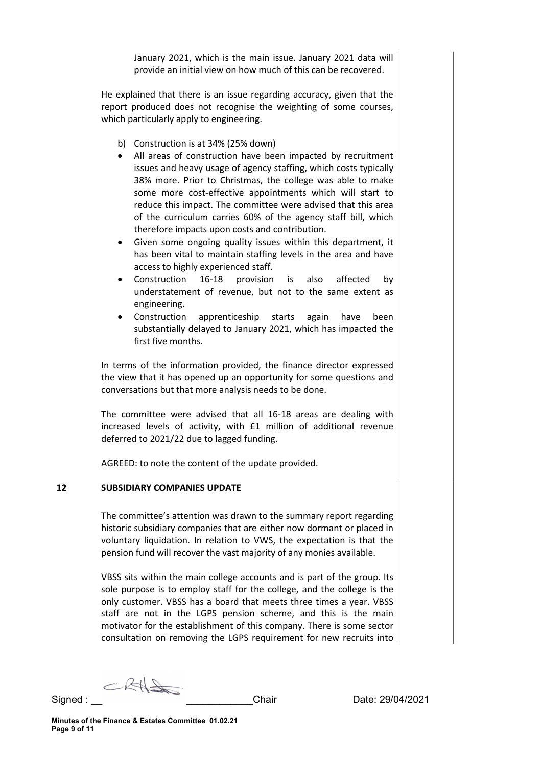January 2021, which is the main issue. January 2021 data will provide an initial view on how much of this can be recovered.

He explained that there is an issue regarding accuracy, given that the report produced does not recognise the weighting of some courses, which particularly apply to engineering.

b) Construction is at 34% (25% down)

- All areas of construction have been impacted by recruitment issues and heavy usage of agency staffing, which costs typically 38% more. Prior to Christmas, the college was able to make some more cost-effective appointments which will start to reduce this impact. The committee were advised that this area of the curriculum carries 60% of the agency staff bill, which therefore impacts upon costs and contribution.
- Given some ongoing quality issues within this department, it has been vital to maintain staffing levels in the area and have access to highly experienced staff.
- Construction 16-18 provision is also affected by understatement of revenue, but not to the same extent as engineering.
- Construction apprenticeship starts again have been substantially delayed to January 2021, which has impacted the first five months.

In terms of the information provided, the finance director expressed the view that it has opened up an opportunity for some questions and conversations but that more analysis needs to be done.

The committee were advised that all 16-18 areas are dealing with increased levels of activity, with £1 million of additional revenue deferred to 2021/22 due to lagged funding.

AGREED: to note the content of the update provided.

## 12 SUBSIDIARY COMPANIES UPDATE

The committee's attention was drawn to the summary report regarding historic subsidiary companies that are either now dormant or placed in voluntary liquidation. In relation to VWS, the expectation is that the pension fund will recover the vast majority of any monies available.

VBSS sits within the main college accounts and is part of the group. Its sole purpose is to employ staff for the college, and the college is the only customer. VBSS has a board that meets three times a year. VBSS staff are not in the LGPS pension scheme, and this is the main motivator for the establishment of this company. There is some sector consultation on removing the LGPS requirement for new recruits into

Signed : \_\_\_\_\_\_\_\_\_\_\_\_\_\_\_\_ Chair Date: 29/04/2021

**Minutes of the Finance & Estates Committee 01.02.21**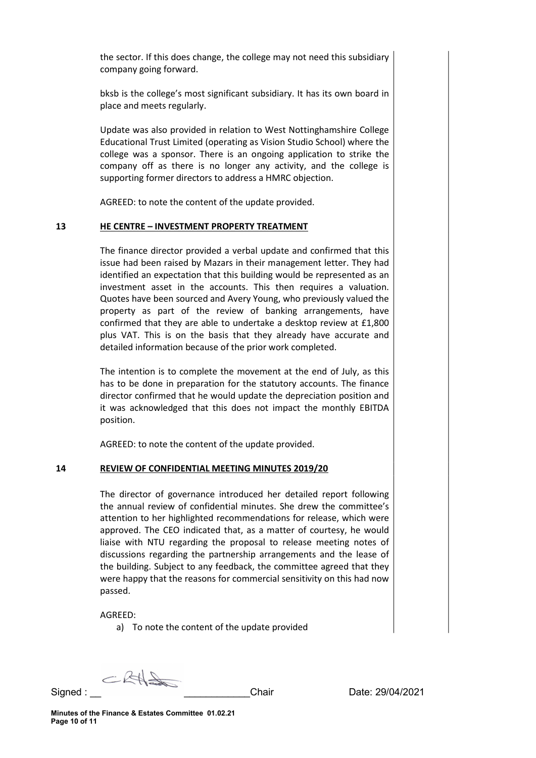the sector. If this does change, the college may not need this subsidiary company going forward.

bksb is the college's most significant subsidiary. It has its own board in place and meets regularly.

Update was also provided in relation to West Nottinghamshire College Educational Trust Limited (operating as Vision Studio School) where the college was a sponsor. There is an ongoing application to strike the company off as there is no longer any activity, and the college is supporting former directors to address a HMRC objection.

AGREED: to note the content of the update provided.

**13 HE CENTRE – INVESTMENT PROPERTY TREATMENT**

The finance director provided a verbal update and confirmed that this issue had been raised by Mazars in their management letter. They had identified an expectation that this building would be represented as an investment asset in the accounts. This then requires a valuation. Quotes have been sourced and Avery Young, who previously valued the property as part of the review of banking arrangements, have confirmed that they are able to undertake a desktop review at £1,800 plus VAT. This is on the basis that they already have accurate and detailed information because of the prior work completed.

The intention is to complete the movement at the end of July, as this has to be done in preparation for the statutory accounts. The finance director confirmed that he would update the depreciation position and it was acknowledged that this does not impact the monthly EBITDA position.

AGREED: to note the content of the update provided.

**14 REVIEW OF CONFIDENTIAL MEETING MINUTES 2019/20**

The director of governance introduced her detailed report following the annual review of confidential minutes. She drew the committee's attention to her highlighted recommendations for release, which were approved. The CEO indicated that, as a matter of courtesy, he would liaise with NTU regarding the proposal to release meeting notes of discussions regarding the partnership arrangements and the lease of the building. Subject to any feedback, the committee agreed that they were happy that the reasons for commercial sensitivity on this had now passed.

AGREED:

a) To note the content of the update provided

Signed : \_\_\_\_\_\_\_\_\_\_\_\_\_\_\_\_Chair Date: 29/04/2021

Minutes of the Finance & Estates Committee 01.02.21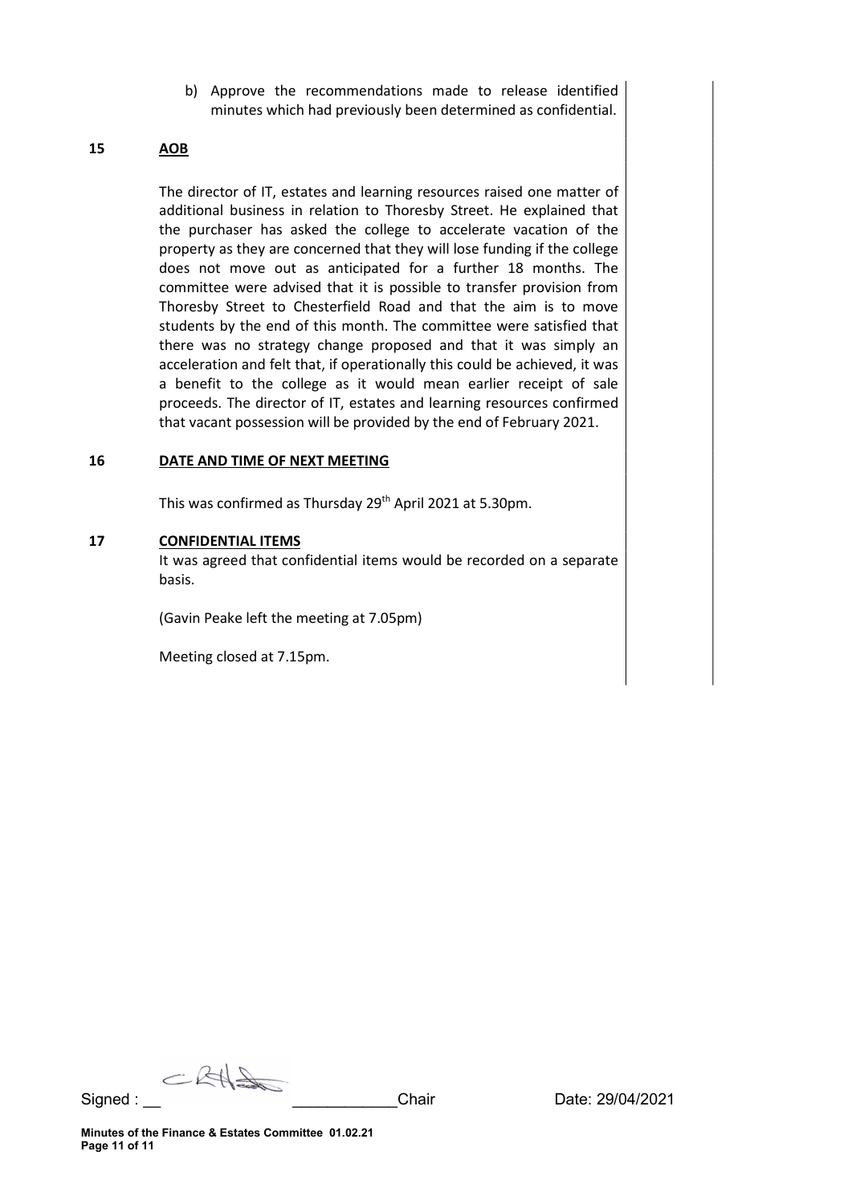b) Approve the recommendations made to release identified minutes which had previously been determined as confidential.

## 15 AOB

The director of IT, estates and learning resources raised one matter of additional business in relation to Thoresby Street. He explained that the purchaser has asked the college to accelerate vacation of the property as they are concerned that they will lose funding if the college does not move out as anticipated for a further 18 months. The committee were advised that it is possible to transfer provision from Thoresby Street to Chesterfield Road and that the aim is to move students by the end of this month. The committee were satisfied that there was no strategy change proposed and that it was simply an acceleration and felt that, if operationally this could be achieved, it was a benefit to the college as it would mean earlier receipt of sale proceeds. The director of IT, estates and learning resources confirmed that vacant possession will be provided by the end of February 2021.

## 16 DATE AND TIME OF NEXT MEETING

This was confirmed as Thursday 29th April 2021 at 5.30pm.

## 17 CONFIDENTIAL ITEMS

It was agreed that confidential items would be recorded on a separate basis.

(Gavin Peake left the meeting at 7.05pm)

Meeting closed at 7.15pm.

Signed : ____________________Chair Date: 29/04/2021

**Minutes of the Finance & Estates Committee 01.02.21**